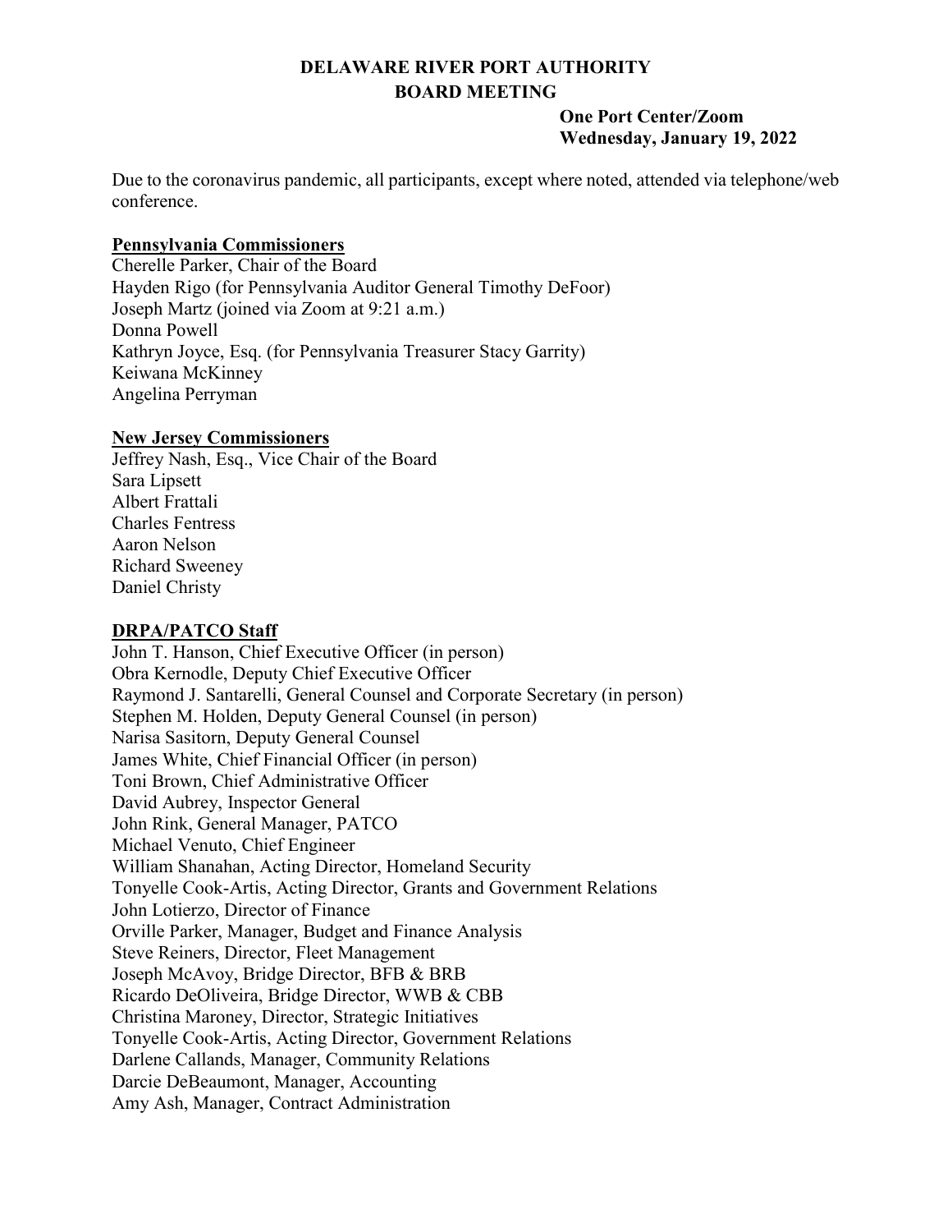# DELAWARE RIVER PORT AUTHORITY
## BOARD MEETING

**One Port Center/Zoom**
**Wednesday, January 19, 2022**

Due to the coronavirus pandemic, all participants, except where noted, attended via telephone/web conference.

**Pennsylvania Commissioners**

Cherelle Parker, Chair of the Board
Hayden Rigo (for Pennsylvania Auditor General Timothy DeFoor)
Joseph Martz (joined via Zoom at 9:21 a.m.)
Donna Powell
Kathryn Joyce, Esq. (for Pennsylvania Treasurer Stacy Garrity)
Keiwana McKinney
Angelina Perryman

**New Jersey Commissioners**

Jeffrey Nash, Esq., Vice Chair of the Board
Sara Lipsett
Albert Frattali
Charles Fentress
Aaron Nelson
Richard Sweeney
Daniel Christy

**DRPA/PATCO Staff**

John T. Hanson, Chief Executive Officer (in person)
Obra Kernodle, Deputy Chief Executive Officer
Raymond J. Santarelli, General Counsel and Corporate Secretary (in person)
Stephen M. Holden, Deputy General Counsel (in person)
Narisa Sasitorn, Deputy General Counsel
James White, Chief Financial Officer (in person)
Toni Brown, Chief Administrative Officer
David Aubrey, Inspector General
John Rink, General Manager, PATCO
Michael Venuto, Chief Engineer
William Shanahan, Acting Director, Homeland Security
Tonyelle Cook-Artis, Acting Director, Grants and Government Relations
John Lotierzo, Director of Finance
Orville Parker, Manager, Budget and Finance Analysis
Steve Reiners, Director, Fleet Management
Joseph McAvoy, Bridge Director, BFB & BRB
Ricardo DeOliveira, Bridge Director, WWB & CBB
Christina Maroney, Director, Strategic Initiatives
Tonyelle Cook-Artis, Acting Director, Government Relations
Darlene Callands, Manager, Community Relations
Darcie DeBeaumont, Manager, Accounting
Amy Ash, Manager, Contract Administration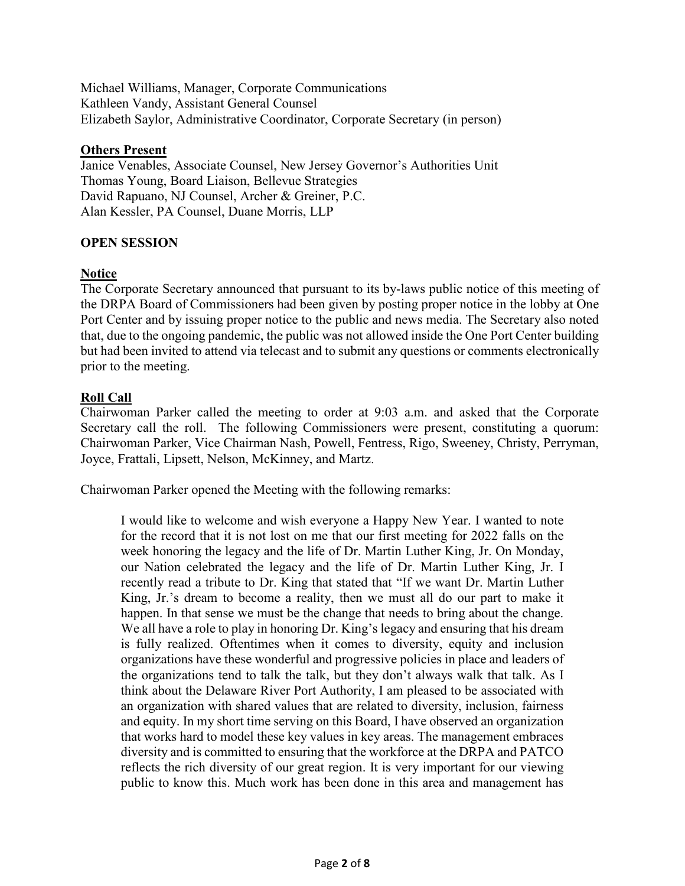Michael Williams, Manager, Corporate Communications
Kathleen Vandy, Assistant General Counsel
Elizabeth Saylor, Administrative Coordinator, Corporate Secretary (in person)

**Others Present**

Janice Venables, Associate Counsel, New Jersey Governor's Authorities Unit
Thomas Young, Board Liaison, Bellevue Strategies
David Rapuano, NJ Counsel, Archer & Greiner, P.C.
Alan Kessler, PA Counsel, Duane Morris, LLP

**OPEN SESSION**

**Notice**

The Corporate Secretary announced that pursuant to its by-laws public notice of this meeting of the DRPA Board of Commissioners had been given by posting proper notice in the lobby at One Port Center and by issuing proper notice to the public and news media. The Secretary also noted that, due to the ongoing pandemic, the public was not allowed inside the One Port Center building but had been invited to attend via telecast and to submit any questions or comments electronically prior to the meeting.

**Roll Call**

Chairwoman Parker called the meeting to order at 9:03 a.m. and asked that the Corporate Secretary call the roll. The following Commissioners were present, constituting a quorum: Chairwoman Parker, Vice Chairman Nash, Powell, Fentress, Rigo, Sweeney, Christy, Perryman, Joyce, Frattali, Lipsett, Nelson, McKinney, and Martz.

Chairwoman Parker opened the Meeting with the following remarks:

> I would like to welcome and wish everyone a Happy New Year. I wanted to note for the record that it is not lost on me that our first meeting for 2022 falls on the week honoring the legacy and the life of Dr. Martin Luther King, Jr. On Monday, our Nation celebrated the legacy and the life of Dr. Martin Luther King, Jr. I recently read a tribute to Dr. King that stated that "If we want Dr. Martin Luther King, Jr.'s dream to become a reality, then we must all do our part to make it happen. In that sense we must be the change that needs to bring about the change. We all have a role to play in honoring Dr. King's legacy and ensuring that his dream is fully realized. Oftentimes when it comes to diversity, equity and inclusion organizations have these wonderful and progressive policies in place and leaders of the organizations tend to talk the talk, but they don't always walk that talk. As I think about the Delaware River Port Authority, I am pleased to be associated with an organization with shared values that are related to diversity, inclusion, fairness and equity. In my short time serving on this Board, I have observed an organization that works hard to model these key values in key areas. The management embraces diversity and is committed to ensuring that the workforce at the DRPA and PATCO reflects the rich diversity of our great region. It is very important for our viewing public to know this. Much work has been done in this area and management has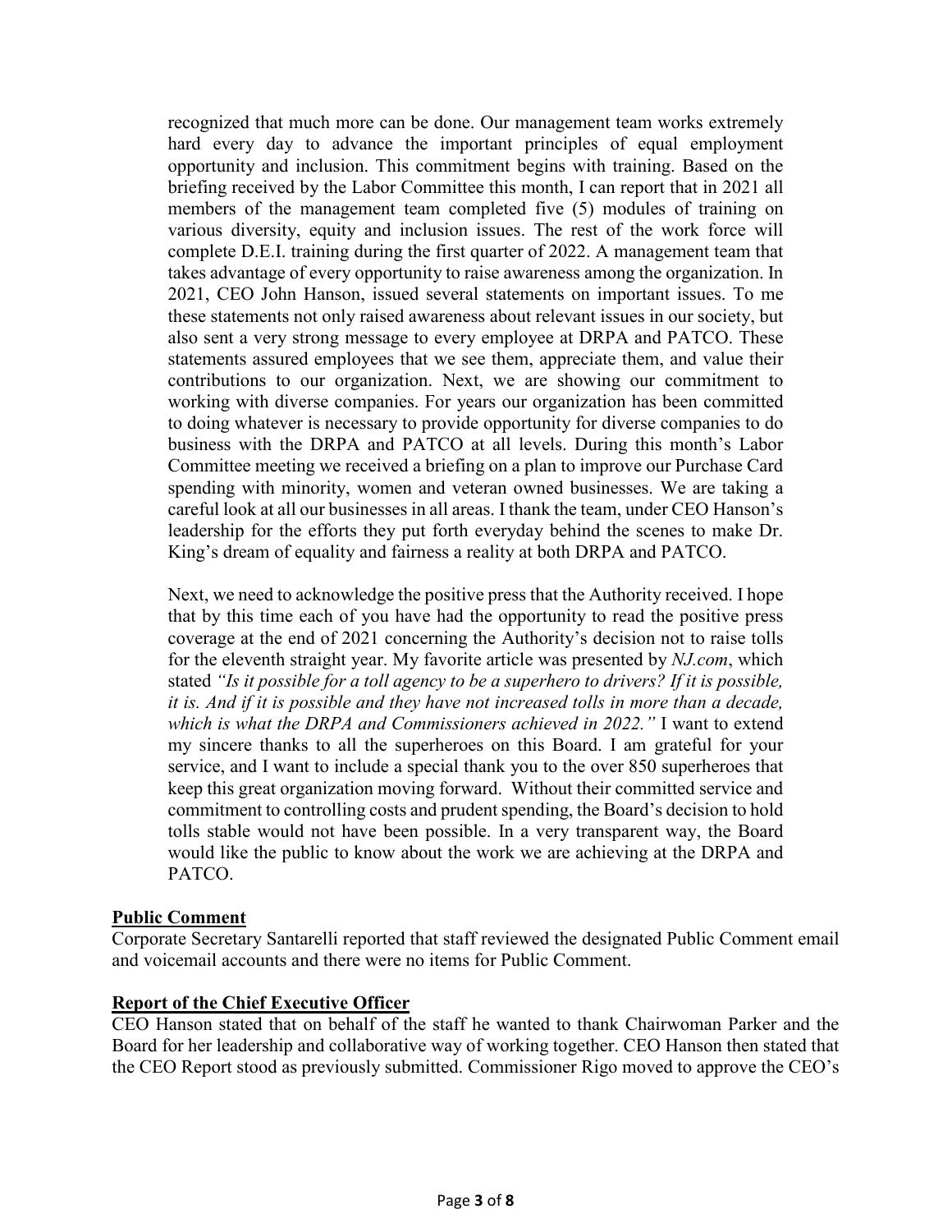recognized that much more can be done. Our management team works extremely hard every day to advance the important principles of equal employment opportunity and inclusion. This commitment begins with training. Based on the briefing received by the Labor Committee this month, I can report that in 2021 all members of the management team completed five (5) modules of training on various diversity, equity and inclusion issues. The rest of the work force will complete D.E.I. training during the first quarter of 2022. A management team that takes advantage of every opportunity to raise awareness among the organization. In 2021, CEO John Hanson, issued several statements on important issues. To me these statements not only raised awareness about relevant issues in our society, but also sent a very strong message to every employee at DRPA and PATCO. These statements assured employees that we see them, appreciate them, and value their contributions to our organization. Next, we are showing our commitment to working with diverse companies. For years our organization has been committed to doing whatever is necessary to provide opportunity for diverse companies to do business with the DRPA and PATCO at all levels. During this month's Labor Committee meeting we received a briefing on a plan to improve our Purchase Card spending with minority, women and veteran owned businesses. We are taking a careful look at all our businesses in all areas. I thank the team, under CEO Hanson's leadership for the efforts they put forth everyday behind the scenes to make Dr. King's dream of equality and fairness a reality at both DRPA and PATCO.

Next, we need to acknowledge the positive press that the Authority received. I hope that by this time each of you have had the opportunity to read the positive press coverage at the end of 2021 concerning the Authority's decision not to raise tolls for the eleventh straight year. My favorite article was presented by *NJ.com*, which stated *"Is it possible for a toll agency to be a superhero to drivers? If it is possible, it is. And if it is possible and they have not increased tolls in more than a decade, which is what the DRPA and Commissioners achieved in 2022."* I want to extend my sincere thanks to all the superheroes on this Board. I am grateful for your service, and I want to include a special thank you to the over 850 superheroes that keep this great organization moving forward. Without their committed service and commitment to controlling costs and prudent spending, the Board's decision to hold tolls stable would not have been possible. In a very transparent way, the Board would like the public to know about the work we are achieving at the DRPA and PATCO.

**Public Comment**

Corporate Secretary Santarelli reported that staff reviewed the designated Public Comment email and voicemail accounts and there were no items for Public Comment.

**Report of the Chief Executive Officer**

CEO Hanson stated that on behalf of the staff he wanted to thank Chairwoman Parker and the Board for her leadership and collaborative way of working together. CEO Hanson then stated that the CEO Report stood as previously submitted. Commissioner Rigo moved to approve the CEO's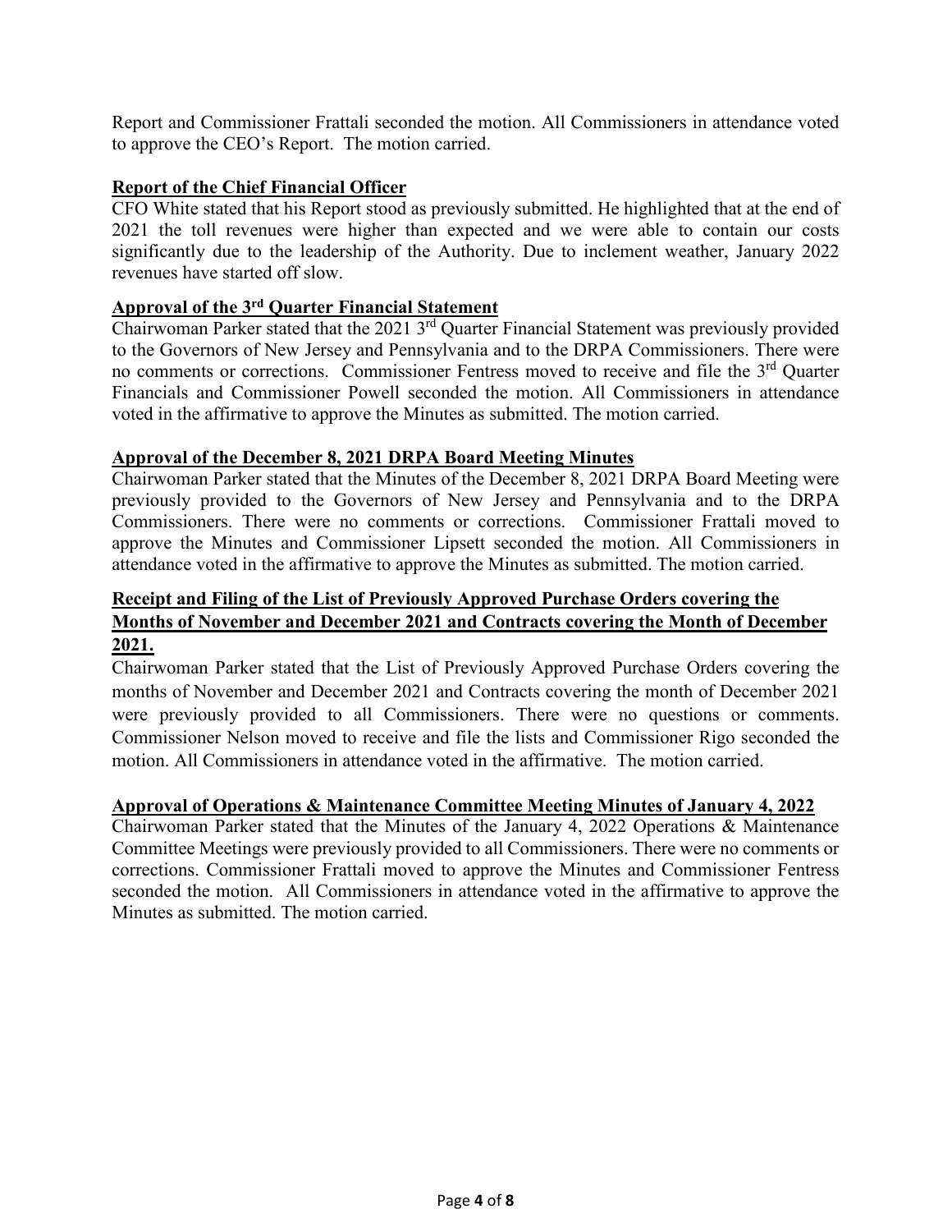Report and Commissioner Frattali seconded the motion. All Commissioners in attendance voted to approve the CEO's Report. The motion carried.

**Report of the Chief Financial Officer**

CFO White stated that his Report stood as previously submitted. He highlighted that at the end of 2021 the toll revenues were higher than expected and we were able to contain our costs significantly due to the leadership of the Authority. Due to inclement weather, January 2022 revenues have started off slow.

**Approval of the 3rd Quarter Financial Statement**

Chairwoman Parker stated that the 2021 3rd Quarter Financial Statement was previously provided to the Governors of New Jersey and Pennsylvania and to the DRPA Commissioners. There were no comments or corrections. Commissioner Fentress moved to receive and file the 3rd Quarter Financials and Commissioner Powell seconded the motion. All Commissioners in attendance voted in the affirmative to approve the Minutes as submitted. The motion carried.

**Approval of the December 8, 2021 DRPA Board Meeting Minutes**

Chairwoman Parker stated that the Minutes of the December 8, 2021 DRPA Board Meeting were previously provided to the Governors of New Jersey and Pennsylvania and to the DRPA Commissioners. There were no comments or corrections. Commissioner Frattali moved to approve the Minutes and Commissioner Lipsett seconded the motion. All Commissioners in attendance voted in the affirmative to approve the Minutes as submitted. The motion carried.

**Receipt and Filing of the List of Previously Approved Purchase Orders covering the Months of November and December 2021 and Contracts covering the Month of December 2021.**

Chairwoman Parker stated that the List of Previously Approved Purchase Orders covering the months of November and December 2021 and Contracts covering the month of December 2021 were previously provided to all Commissioners. There were no questions or comments. Commissioner Nelson moved to receive and file the lists and Commissioner Rigo seconded the motion. All Commissioners in attendance voted in the affirmative. The motion carried.

**Approval of Operations & Maintenance Committee Meeting Minutes of January 4, 2022**

Chairwoman Parker stated that the Minutes of the January 4, 2022 Operations & Maintenance Committee Meetings were previously provided to all Commissioners. There were no comments or corrections. Commissioner Frattali moved to approve the Minutes and Commissioner Fentress seconded the motion. All Commissioners in attendance voted in the affirmative to approve the Minutes as submitted. The motion carried.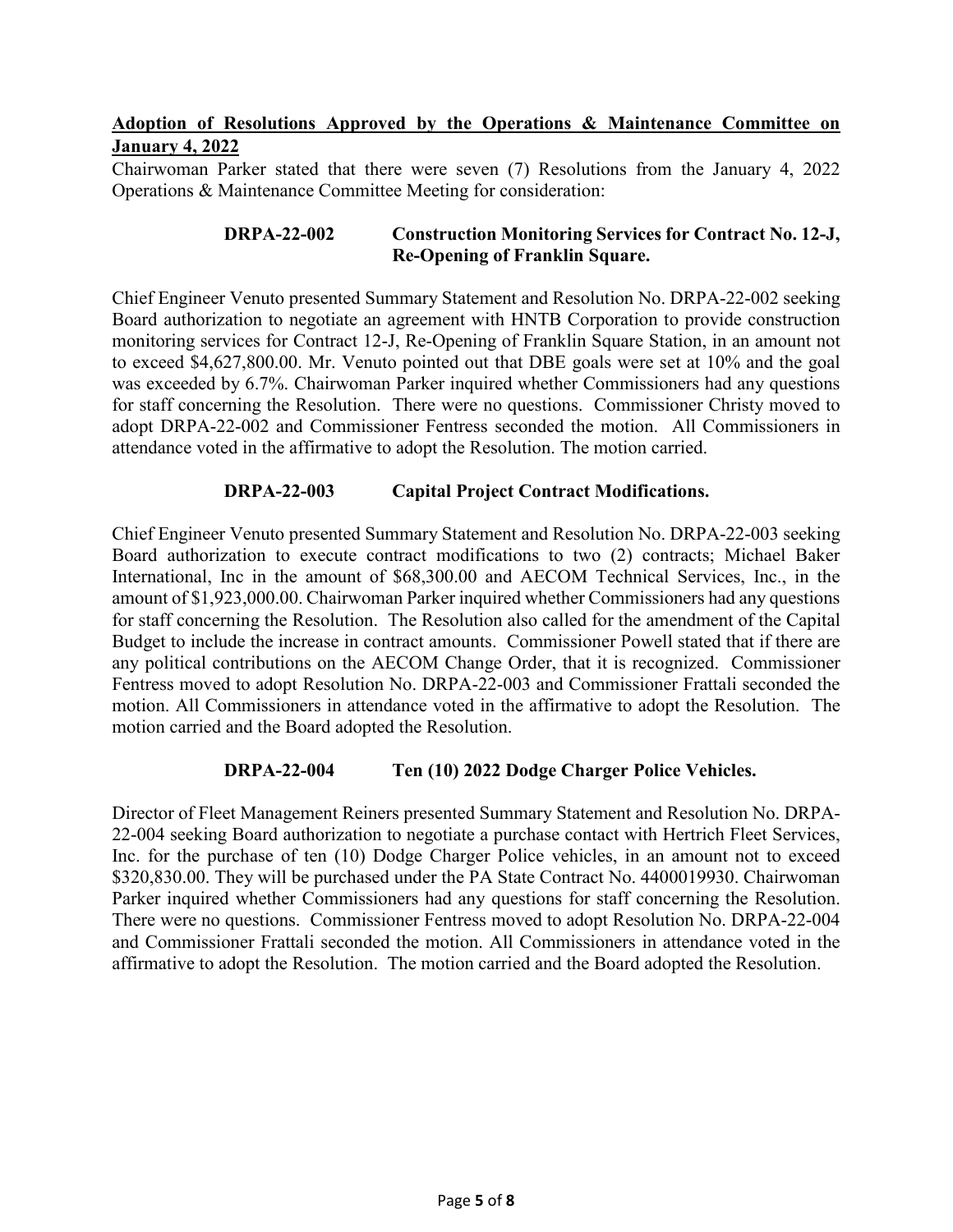**Adoption of Resolutions Approved by the Operations & Maintenance Committee on January 4, 2022**

Chairwoman Parker stated that there were seven (7) Resolutions from the January 4, 2022 Operations & Maintenance Committee Meeting for consideration:

**DRPA-22-002 Construction Monitoring Services for Contract No. 12-J, Re-Opening of Franklin Square.**

Chief Engineer Venuto presented Summary Statement and Resolution No. DRPA-22-002 seeking Board authorization to negotiate an agreement with HNTB Corporation to provide construction monitoring services for Contract 12-J, Re-Opening of Franklin Square Station, in an amount not to exceed $4,627,800.00. Mr. Venuto pointed out that DBE goals were set at 10% and the goal was exceeded by 6.7%. Chairwoman Parker inquired whether Commissioners had any questions for staff concerning the Resolution. There were no questions. Commissioner Christy moved to adopt DRPA-22-002 and Commissioner Fentress seconded the motion. All Commissioners in attendance voted in the affirmative to adopt the Resolution. The motion carried.

**DRPA-22-003 Capital Project Contract Modifications.**

Chief Engineer Venuto presented Summary Statement and Resolution No. DRPA-22-003 seeking Board authorization to execute contract modifications to two (2) contracts; Michael Baker International, Inc in the amount of $68,300.00 and AECOM Technical Services, Inc., in the amount of $1,923,000.00. Chairwoman Parker inquired whether Commissioners had any questions for staff concerning the Resolution. The Resolution also called for the amendment of the Capital Budget to include the increase in contract amounts. Commissioner Powell stated that if there are any political contributions on the AECOM Change Order, that it is recognized. Commissioner Fentress moved to adopt Resolution No. DRPA-22-003 and Commissioner Frattali seconded the motion. All Commissioners in attendance voted in the affirmative to adopt the Resolution. The motion carried and the Board adopted the Resolution.

**DRPA-22-004 Ten (10) 2022 Dodge Charger Police Vehicles.**

Director of Fleet Management Reiners presented Summary Statement and Resolution No. DRPA-22-004 seeking Board authorization to negotiate a purchase contact with Hertrich Fleet Services, Inc. for the purchase of ten (10) Dodge Charger Police vehicles, in an amount not to exceed $320,830.00. They will be purchased under the PA State Contract No. 4400019930. Chairwoman Parker inquired whether Commissioners had any questions for staff concerning the Resolution. There were no questions. Commissioner Fentress moved to adopt Resolution No. DRPA-22-004 and Commissioner Frattali seconded the motion. All Commissioners in attendance voted in the affirmative to adopt the Resolution. The motion carried and the Board adopted the Resolution.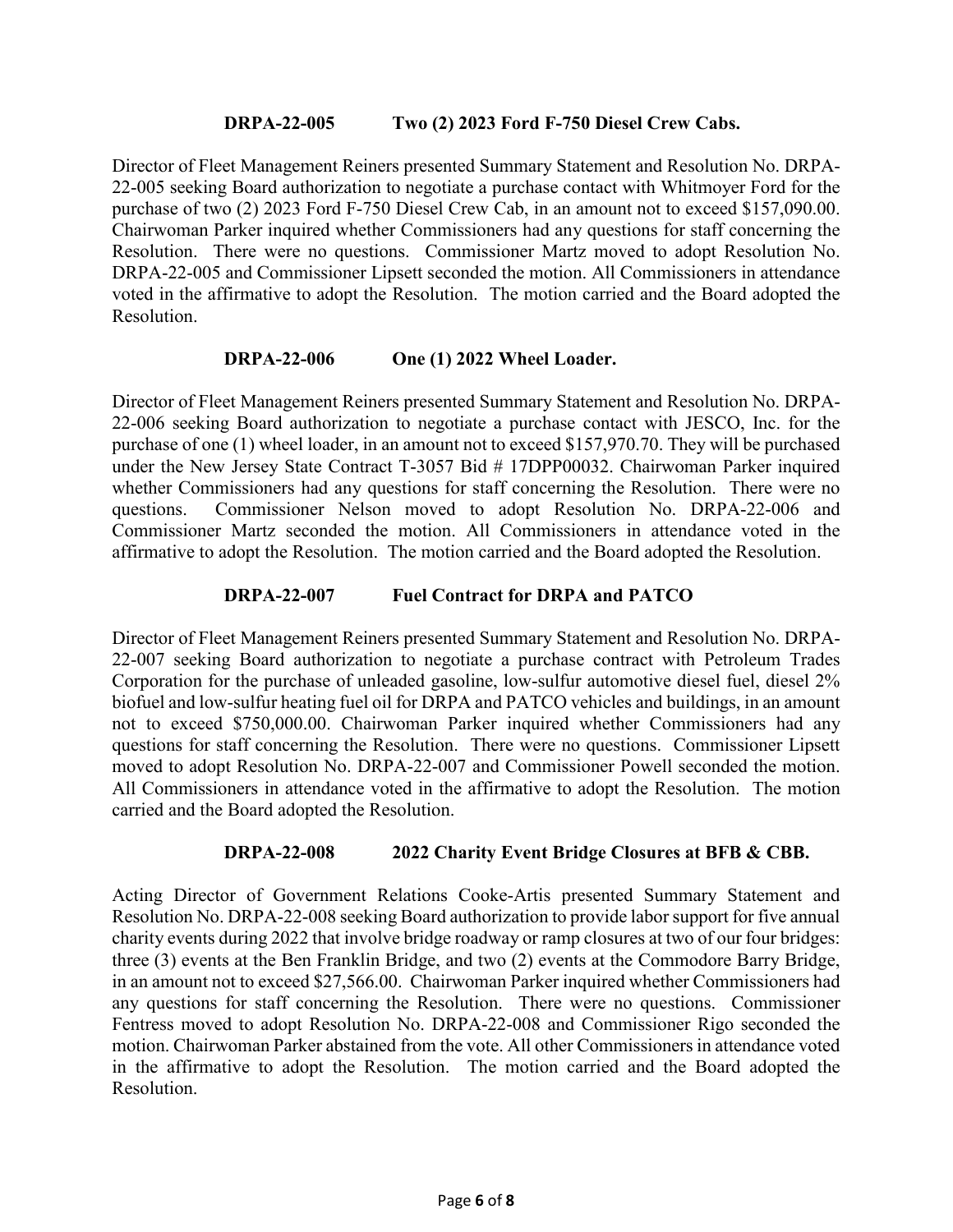**DRPA-22-005 Two (2) 2023 Ford F-750 Diesel Crew Cabs.**

Director of Fleet Management Reiners presented Summary Statement and Resolution No. DRPA-22-005 seeking Board authorization to negotiate a purchase contact with Whitmoyer Ford for the purchase of two (2) 2023 Ford F-750 Diesel Crew Cab, in an amount not to exceed $157,090.00. Chairwoman Parker inquired whether Commissioners had any questions for staff concerning the Resolution. There were no questions. Commissioner Martz moved to adopt Resolution No. DRPA-22-005 and Commissioner Lipsett seconded the motion. All Commissioners in attendance voted in the affirmative to adopt the Resolution. The motion carried and the Board adopted the Resolution.

**DRPA-22-006 One (1) 2022 Wheel Loader.**

Director of Fleet Management Reiners presented Summary Statement and Resolution No. DRPA-22-006 seeking Board authorization to negotiate a purchase contact with JESCO, Inc. for the purchase of one (1) wheel loader, in an amount not to exceed $157,970.70. They will be purchased under the New Jersey State Contract T-3057 Bid # 17DPP00032. Chairwoman Parker inquired whether Commissioners had any questions for staff concerning the Resolution. There were no questions. Commissioner Nelson moved to adopt Resolution No. DRPA-22-006 and Commissioner Martz seconded the motion. All Commissioners in attendance voted in the affirmative to adopt the Resolution. The motion carried and the Board adopted the Resolution.

**DRPA-22-007 Fuel Contract for DRPA and PATCO**

Director of Fleet Management Reiners presented Summary Statement and Resolution No. DRPA-22-007 seeking Board authorization to negotiate a purchase contract with Petroleum Trades Corporation for the purchase of unleaded gasoline, low-sulfur automotive diesel fuel, diesel 2% biofuel and low-sulfur heating fuel oil for DRPA and PATCO vehicles and buildings, in an amount not to exceed $750,000.00. Chairwoman Parker inquired whether Commissioners had any questions for staff concerning the Resolution. There were no questions. Commissioner Lipsett moved to adopt Resolution No. DRPA-22-007 and Commissioner Powell seconded the motion. All Commissioners in attendance voted in the affirmative to adopt the Resolution. The motion carried and the Board adopted the Resolution.

**DRPA-22-008 2022 Charity Event Bridge Closures at BFB & CBB.**

Acting Director of Government Relations Cooke-Artis presented Summary Statement and Resolution No. DRPA-22-008 seeking Board authorization to provide labor support for five annual charity events during 2022 that involve bridge roadway or ramp closures at two of our four bridges: three (3) events at the Ben Franklin Bridge, and two (2) events at the Commodore Barry Bridge, in an amount not to exceed $27,566.00. Chairwoman Parker inquired whether Commissioners had any questions for staff concerning the Resolution. There were no questions. Commissioner Fentress moved to adopt Resolution No. DRPA-22-008 and Commissioner Rigo seconded the motion. Chairwoman Parker abstained from the vote. All other Commissioners in attendance voted in the affirmative to adopt the Resolution. The motion carried and the Board adopted the Resolution.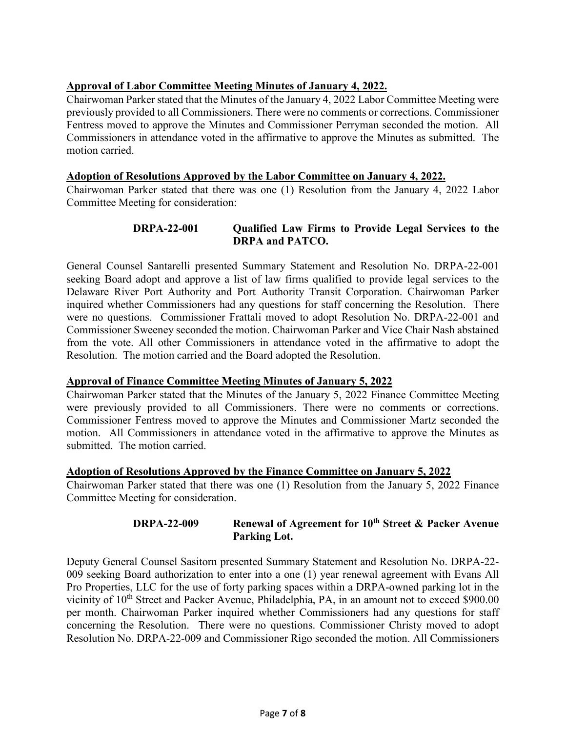**Approval of Labor Committee Meeting Minutes of January 4, 2022.**

Chairwoman Parker stated that the Minutes of the January 4, 2022 Labor Committee Meeting were previously provided to all Commissioners. There were no comments or corrections. Commissioner Fentress moved to approve the Minutes and Commissioner Perryman seconded the motion. All Commissioners in attendance voted in the affirmative to approve the Minutes as submitted. The motion carried.

**Adoption of Resolutions Approved by the Labor Committee on January 4, 2022.**

Chairwoman Parker stated that there was one (1) Resolution from the January 4, 2022 Labor Committee Meeting for consideration:

**DRPA-22-001 Qualified Law Firms to Provide Legal Services to the DRPA and PATCO.**

General Counsel Santarelli presented Summary Statement and Resolution No. DRPA-22-001 seeking Board adopt and approve a list of law firms qualified to provide legal services to the Delaware River Port Authority and Port Authority Transit Corporation. Chairwoman Parker inquired whether Commissioners had any questions for staff concerning the Resolution. There were no questions. Commissioner Frattali moved to adopt Resolution No. DRPA-22-001 and Commissioner Sweeney seconded the motion. Chairwoman Parker and Vice Chair Nash abstained from the vote. All other Commissioners in attendance voted in the affirmative to adopt the Resolution. The motion carried and the Board adopted the Resolution.

**Approval of Finance Committee Meeting Minutes of January 5, 2022**

Chairwoman Parker stated that the Minutes of the January 5, 2022 Finance Committee Meeting were previously provided to all Commissioners. There were no comments or corrections. Commissioner Fentress moved to approve the Minutes and Commissioner Martz seconded the motion. All Commissioners in attendance voted in the affirmative to approve the Minutes as submitted. The motion carried.

**Adoption of Resolutions Approved by the Finance Committee on January 5, 2022**

Chairwoman Parker stated that there was one (1) Resolution from the January 5, 2022 Finance Committee Meeting for consideration.

**DRPA-22-009 Renewal of Agreement for 10th Street & Packer Avenue Parking Lot.**

Deputy General Counsel Sasitorn presented Summary Statement and Resolution No. DRPA-22-009 seeking Board authorization to enter into a one (1) year renewal agreement with Evans All Pro Properties, LLC for the use of forty parking spaces within a DRPA-owned parking lot in the vicinity of 10th Street and Packer Avenue, Philadelphia, PA, in an amount not to exceed $900.00 per month. Chairwoman Parker inquired whether Commissioners had any questions for staff concerning the Resolution. There were no questions. Commissioner Christy moved to adopt Resolution No. DRPA-22-009 and Commissioner Rigo seconded the motion. All Commissioners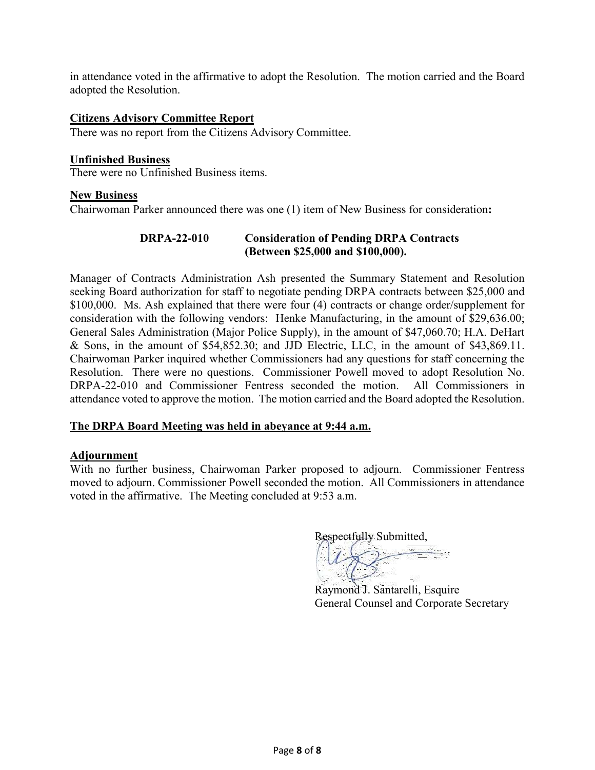in attendance voted in the affirmative to adopt the Resolution. The motion carried and the Board adopted the Resolution.

**Citizens Advisory Committee Report**

There was no report from the Citizens Advisory Committee.

**Unfinished Business**

There were no Unfinished Business items.

**New Business**

Chairwoman Parker announced there was one (1) item of New Business for consideration**:**

**DRPA-22-010 Consideration of Pending DRPA Contracts (Between $25,000 and $100,000).**

Manager of Contracts Administration Ash presented the Summary Statement and Resolution seeking Board authorization for staff to negotiate pending DRPA contracts between $25,000 and $100,000. Ms. Ash explained that there were four (4) contracts or change order/supplement for consideration with the following vendors: Henke Manufacturing, in the amount of $29,636.00; General Sales Administration (Major Police Supply), in the amount of $47,060.70; H.A. DeHart & Sons, in the amount of $54,852.30; and JJD Electric, LLC, in the amount of $43,869.11. Chairwoman Parker inquired whether Commissioners had any questions for staff concerning the Resolution. There were no questions. Commissioner Powell moved to adopt Resolution No. DRPA-22-010 and Commissioner Fentress seconded the motion. All Commissioners in attendance voted to approve the motion. The motion carried and the Board adopted the Resolution.

**The DRPA Board Meeting was held in abeyance at 9:44 a.m.**

**Adjournment**

With no further business, Chairwoman Parker proposed to adjourn. Commissioner Fentress moved to adjourn. Commissioner Powell seconded the motion. All Commissioners in attendance voted in the affirmative. The Meeting concluded at 9:53 a.m.

Respectfully Submitted,

Raymond J. Santarelli, Esquire
General Counsel and Corporate Secretary